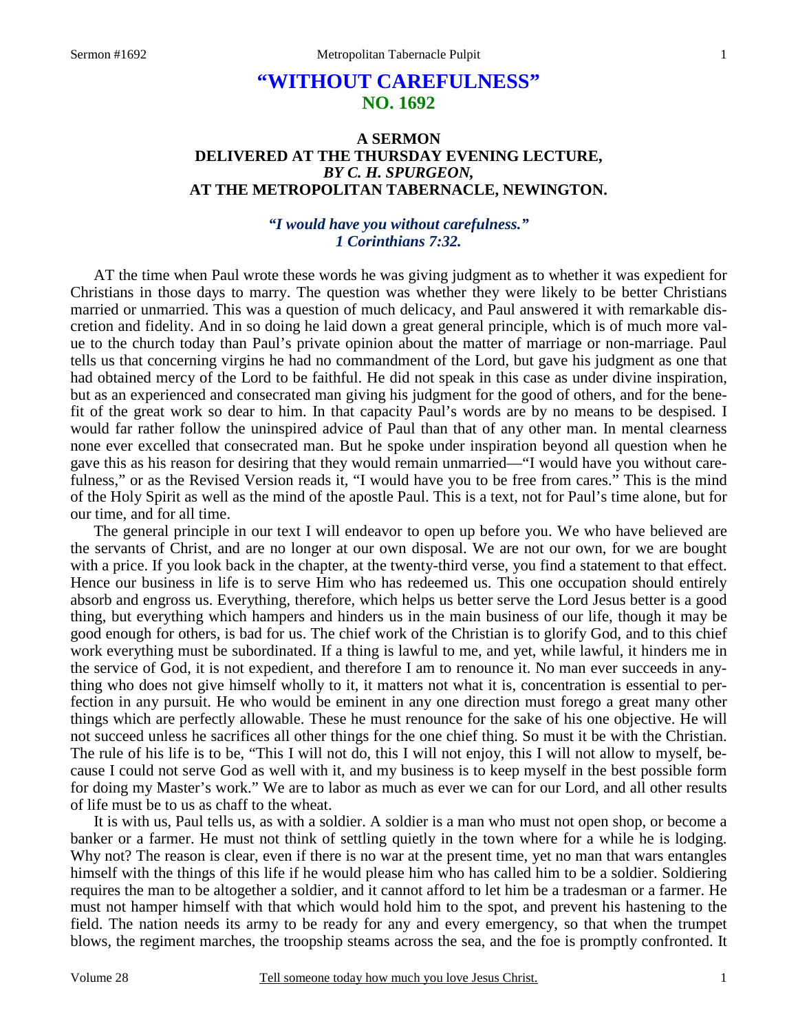# "WITHOUT CAREFULNESS"
## NO. 1692

### A SERMON
### DELIVERED AT THE THURSDAY EVENING LECTURE,
### *BY C. H. SPURGEON,*
### AT THE METROPOLITAN TABERNACLE, NEWINGTON.

***"I would have you without carefulness."***
***1 Corinthians 7:32.***

AT the time when Paul wrote these words he was giving judgment as to whether it was expedient for Christians in those days to marry. The question was whether they were likely to be better Christians married or unmarried. This was a question of much delicacy, and Paul answered it with remarkable discretion and fidelity. And in so doing he laid down a great general principle, which is of much more value to the church today than Paul's private opinion about the matter of marriage or non-marriage. Paul tells us that concerning virgins he had no commandment of the Lord, but gave his judgment as one that had obtained mercy of the Lord to be faithful. He did not speak in this case as under divine inspiration, but as an experienced and consecrated man giving his judgment for the good of others, and for the benefit of the great work so dear to him. In that capacity Paul's words are by no means to be despised. I would far rather follow the uninspired advice of Paul than that of any other man. In mental clearness none ever excelled that consecrated man. But he spoke under inspiration beyond all question when he gave this as his reason for desiring that they would remain unmarried—"I would have you without carefulness," or as the Revised Version reads it, "I would have you to be free from cares." This is the mind of the Holy Spirit as well as the mind of the apostle Paul. This is a text, not for Paul's time alone, but for our time, and for all time.

The general principle in our text I will endeavor to open up before you. We who have believed are the servants of Christ, and are no longer at our own disposal. We are not our own, for we are bought with a price. If you look back in the chapter, at the twenty-third verse, you find a statement to that effect. Hence our business in life is to serve Him who has redeemed us. This one occupation should entirely absorb and engross us. Everything, therefore, which helps us better serve the Lord Jesus better is a good thing, but everything which hampers and hinders us in the main business of our life, though it may be good enough for others, is bad for us. The chief work of the Christian is to glorify God, and to this chief work everything must be subordinated. If a thing is lawful to me, and yet, while lawful, it hinders me in the service of God, it is not expedient, and therefore I am to renounce it. No man ever succeeds in anything who does not give himself wholly to it, it matters not what it is, concentration is essential to perfection in any pursuit. He who would be eminent in any one direction must forego a great many other things which are perfectly allowable. These he must renounce for the sake of his one objective. He will not succeed unless he sacrifices all other things for the one chief thing. So must it be with the Christian. The rule of his life is to be, "This I will not do, this I will not enjoy, this I will not allow to myself, because I could not serve God as well with it, and my business is to keep myself in the best possible form for doing my Master's work." We are to labor as much as ever we can for our Lord, and all other results of life must be to us as chaff to the wheat.

It is with us, Paul tells us, as with a soldier. A soldier is a man who must not open shop, or become a banker or a farmer. He must not think of settling quietly in the town where for a while he is lodging. Why not? The reason is clear, even if there is no war at the present time, yet no man that wars entangles himself with the things of this life if he would please him who has called him to be a soldier. Soldiering requires the man to be altogether a soldier, and it cannot afford to let him be a tradesman or a farmer. He must not hamper himself with that which would hold him to the spot, and prevent his hastening to the field. The nation needs its army to be ready for any and every emergency, so that when the trumpet blows, the regiment marches, the troopship steams across the sea, and the foe is promptly confronted. It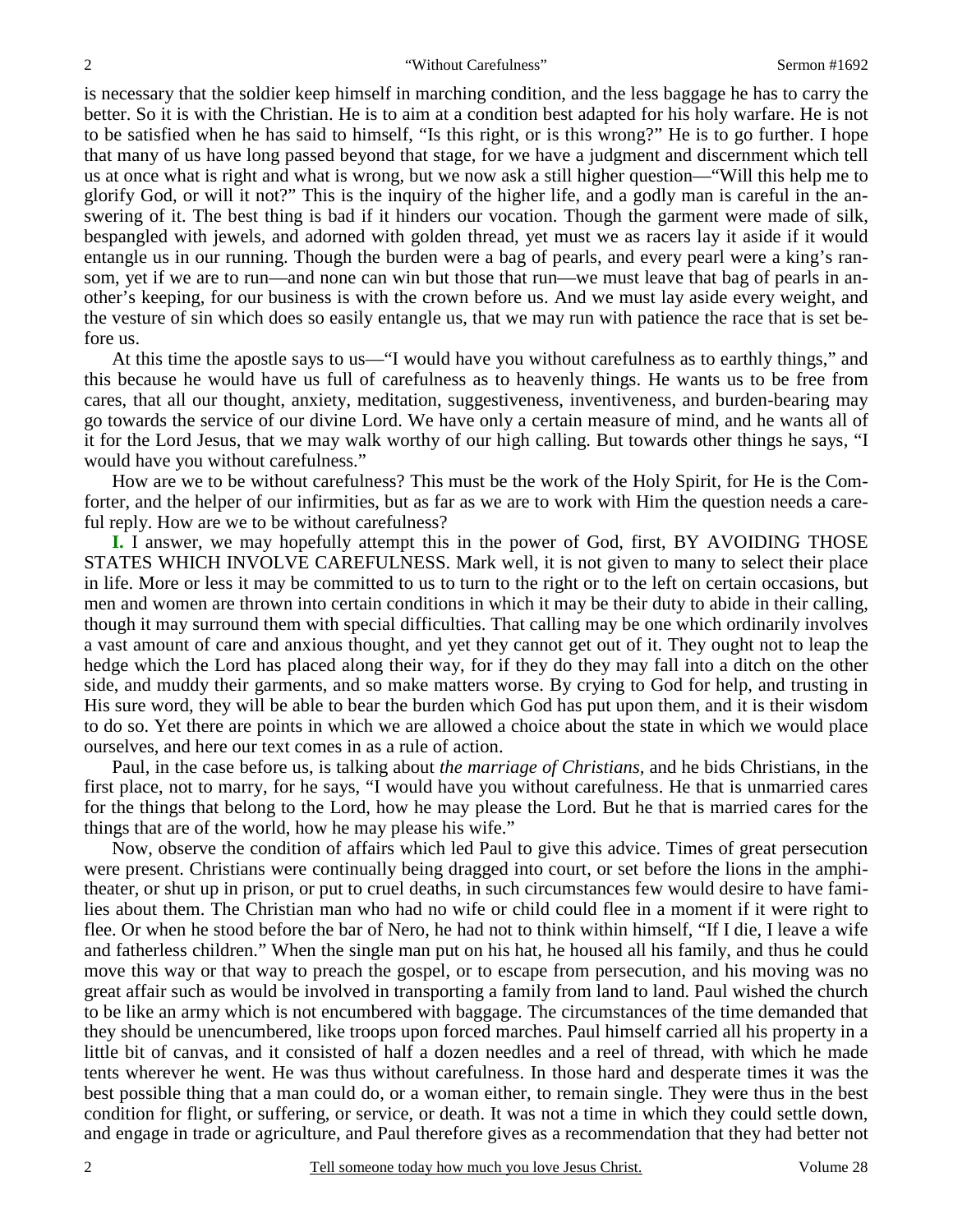is necessary that the soldier keep himself in marching condition, and the less baggage he has to carry the better. So it is with the Christian. He is to aim at a condition best adapted for his holy warfare. He is not to be satisfied when he has said to himself, "Is this right, or is this wrong?" He is to go further. I hope that many of us have long passed beyond that stage, for we have a judgment and discernment which tell us at once what is right and what is wrong, but we now ask a still higher question—"Will this help me to glorify God, or will it not?" This is the inquiry of the higher life, and a godly man is careful in the answering of it. The best thing is bad if it hinders our vocation. Though the garment were made of silk, bespangled with jewels, and adorned with golden thread, yet must we as racers lay it aside if it would entangle us in our running. Though the burden were a bag of pearls, and every pearl were a king's ransom, yet if we are to run—and none can win but those that run—we must leave that bag of pearls in another's keeping, for our business is with the crown before us. And we must lay aside every weight, and the vesture of sin which does so easily entangle us, that we may run with patience the race that is set before us.

At this time the apostle says to us—"I would have you without carefulness as to earthly things," and this because he would have us full of carefulness as to heavenly things. He wants us to be free from cares, that all our thought, anxiety, meditation, suggestiveness, inventiveness, and burden-bearing may go towards the service of our divine Lord. We have only a certain measure of mind, and he wants all of it for the Lord Jesus, that we may walk worthy of our high calling. But towards other things he says, "I would have you without carefulness."

How are we to be without carefulness? This must be the work of the Holy Spirit, for He is the Comforter, and the helper of our infirmities, but as far as we are to work with Him the question needs a careful reply. How are we to be without carefulness?

**I.** I answer, we may hopefully attempt this in the power of God, first, BY AVOIDING THOSE STATES WHICH INVOLVE CAREFULNESS. Mark well, it is not given to many to select their place in life. More or less it may be committed to us to turn to the right or to the left on certain occasions, but men and women are thrown into certain conditions in which it may be their duty to abide in their calling, though it may surround them with special difficulties. That calling may be one which ordinarily involves a vast amount of care and anxious thought, and yet they cannot get out of it. They ought not to leap the hedge which the Lord has placed along their way, for if they do they may fall into a ditch on the other side, and muddy their garments, and so make matters worse. By crying to God for help, and trusting in His sure word, they will be able to bear the burden which God has put upon them, and it is their wisdom to do so. Yet there are points in which we are allowed a choice about the state in which we would place ourselves, and here our text comes in as a rule of action.

Paul, in the case before us, is talking about *the marriage of Christians*, and he bids Christians, in the first place, not to marry, for he says, "I would have you without carefulness. He that is unmarried cares for the things that belong to the Lord, how he may please the Lord. But he that is married cares for the things that are of the world, how he may please his wife."

Now, observe the condition of affairs which led Paul to give this advice. Times of great persecution were present. Christians were continually being dragged into court, or set before the lions in the amphitheater, or shut up in prison, or put to cruel deaths, in such circumstances few would desire to have families about them. The Christian man who had no wife or child could flee in a moment if it were right to flee. Or when he stood before the bar of Nero, he had not to think within himself, "If I die, I leave a wife and fatherless children." When the single man put on his hat, he housed all his family, and thus he could move this way or that way to preach the gospel, or to escape from persecution, and his moving was no great affair such as would be involved in transporting a family from land to land. Paul wished the church to be like an army which is not encumbered with baggage. The circumstances of the time demanded that they should be unencumbered, like troops upon forced marches. Paul himself carried all his property in a little bit of canvas, and it consisted of half a dozen needles and a reel of thread, with which he made tents wherever he went. He was thus without carefulness. In those hard and desperate times it was the best possible thing that a man could do, or a woman either, to remain single. They were thus in the best condition for flight, or suffering, or service, or death. It was not a time in which they could settle down, and engage in trade or agriculture, and Paul therefore gives as a recommendation that they had better not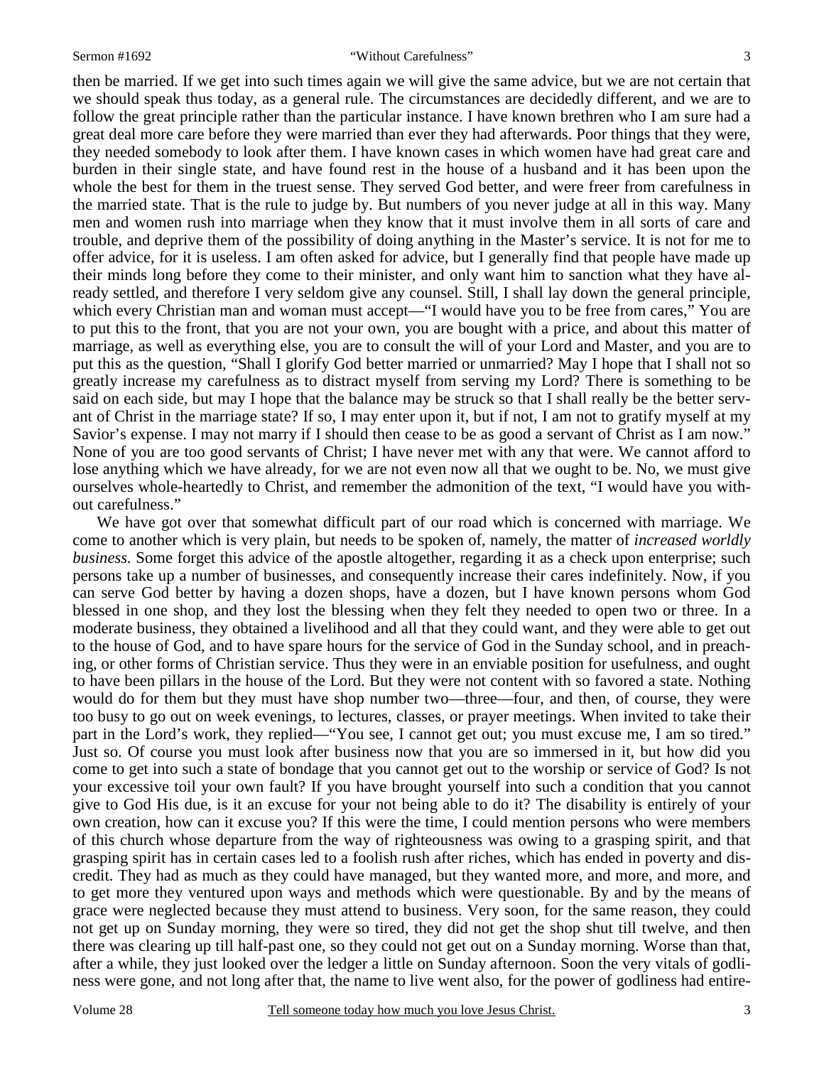then be married. If we get into such times again we will give the same advice, but we are not certain that we should speak thus today, as a general rule. The circumstances are decidedly different, and we are to follow the great principle rather than the particular instance. I have known brethren who I am sure had a great deal more care before they were married than ever they had afterwards. Poor things that they were, they needed somebody to look after them. I have known cases in which women have had great care and burden in their single state, and have found rest in the house of a husband and it has been upon the whole the best for them in the truest sense. They served God better, and were freer from carefulness in the married state. That is the rule to judge by. But numbers of you never judge at all in this way. Many men and women rush into marriage when they know that it must involve them in all sorts of care and trouble, and deprive them of the possibility of doing anything in the Master's service. It is not for me to offer advice, for it is useless. I am often asked for advice, but I generally find that people have made up their minds long before they come to their minister, and only want him to sanction what they have already settled, and therefore I very seldom give any counsel. Still, I shall lay down the general principle, which every Christian man and woman must accept—"I would have you to be free from cares," You are to put this to the front, that you are not your own, you are bought with a price, and about this matter of marriage, as well as everything else, you are to consult the will of your Lord and Master, and you are to put this as the question, "Shall I glorify God better married or unmarried? May I hope that I shall not so greatly increase my carefulness as to distract myself from serving my Lord? There is something to be said on each side, but may I hope that the balance may be struck so that I shall really be the better servant of Christ in the marriage state? If so, I may enter upon it, but if not, I am not to gratify myself at my Savior's expense. I may not marry if I should then cease to be as good a servant of Christ as I am now." None of you are too good servants of Christ; I have never met with any that were. We cannot afford to lose anything which we have already, for we are not even now all that we ought to be. No, we must give ourselves whole-heartedly to Christ, and remember the admonition of the text, "I would have you without carefulness."

We have got over that somewhat difficult part of our road which is concerned with marriage. We come to another which is very plain, but needs to be spoken of, namely, the matter of *increased worldly business.* Some forget this advice of the apostle altogether, regarding it as a check upon enterprise; such persons take up a number of businesses, and consequently increase their cares indefinitely. Now, if you can serve God better by having a dozen shops, have a dozen, but I have known persons whom God blessed in one shop, and they lost the blessing when they felt they needed to open two or three. In a moderate business, they obtained a livelihood and all that they could want, and they were able to get out to the house of God, and to have spare hours for the service of God in the Sunday school, and in preaching, or other forms of Christian service. Thus they were in an enviable position for usefulness, and ought to have been pillars in the house of the Lord. But they were not content with so favored a state. Nothing would do for them but they must have shop number two—three—four, and then, of course, they were too busy to go out on week evenings, to lectures, classes, or prayer meetings. When invited to take their part in the Lord's work, they replied—"You see, I cannot get out; you must excuse me, I am so tired." Just so. Of course you must look after business now that you are so immersed in it, but how did you come to get into such a state of bondage that you cannot get out to the worship or service of God? Is not your excessive toil your own fault? If you have brought yourself into such a condition that you cannot give to God His due, is it an excuse for your not being able to do it? The disability is entirely of your own creation, how can it excuse you? If this were the time, I could mention persons who were members of this church whose departure from the way of righteousness was owing to a grasping spirit, and that grasping spirit has in certain cases led to a foolish rush after riches, which has ended in poverty and discredit. They had as much as they could have managed, but they wanted more, and more, and more, and to get more they ventured upon ways and methods which were questionable. By and by the means of grace were neglected because they must attend to business. Very soon, for the same reason, they could not get up on Sunday morning, they were so tired, they did not get the shop shut till twelve, and then there was clearing up till half-past one, so they could not get out on a Sunday morning. Worse than that, after a while, they just looked over the ledger a little on Sunday afternoon. Soon the very vitals of godliness were gone, and not long after that, the name to live went also, for the power of godliness had entire-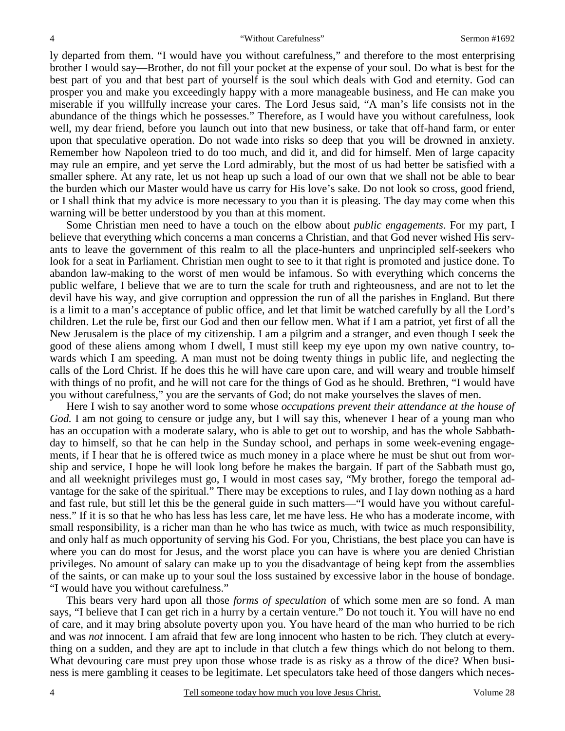ly departed from them. "I would have you without carefulness," and therefore to the most enterprising brother I would say—Brother, do not fill your pocket at the expense of your soul. Do what is best for the best part of you and that best part of yourself is the soul which deals with God and eternity. God can prosper you and make you exceedingly happy with a more manageable business, and He can make you miserable if you willfully increase your cares. The Lord Jesus said, "A man's life consists not in the abundance of the things which he possesses." Therefore, as I would have you without carefulness, look well, my dear friend, before you launch out into that new business, or take that off-hand farm, or enter upon that speculative operation. Do not wade into risks so deep that you will be drowned in anxiety. Remember how Napoleon tried to do too much, and did it, and did for himself. Men of large capacity may rule an empire, and yet serve the Lord admirably, but the most of us had better be satisfied with a smaller sphere. At any rate, let us not heap up such a load of our own that we shall not be able to bear the burden which our Master would have us carry for His love's sake. Do not look so cross, good friend, or I shall think that my advice is more necessary to you than it is pleasing. The day may come when this warning will be better understood by you than at this moment.

Some Christian men need to have a touch on the elbow about *public engagements*. For my part, I believe that everything which concerns a man concerns a Christian, and that God never wished His servants to leave the government of this realm to all the place-hunters and unprincipled self-seekers who look for a seat in Parliament. Christian men ought to see to it that right is promoted and justice done. To abandon law-making to the worst of men would be infamous. So with everything which concerns the public welfare, I believe that we are to turn the scale for truth and righteousness, and are not to let the devil have his way, and give corruption and oppression the run of all the parishes in England. But there is a limit to a man's acceptance of public office, and let that limit be watched carefully by all the Lord's children. Let the rule be, first our God and then our fellow men. What if I am a patriot, yet first of all the New Jerusalem is the place of my citizenship. I am a pilgrim and a stranger, and even though I seek the good of these aliens among whom I dwell, I must still keep my eye upon my own native country, towards which I am speeding. A man must not be doing twenty things in public life, and neglecting the calls of the Lord Christ. If he does this he will have care upon care, and will weary and trouble himself with things of no profit, and he will not care for the things of God as he should. Brethren, "I would have you without carefulness," you are the servants of God; do not make yourselves the slaves of men.

Here I wish to say another word to some whose *occupations prevent their attendance at the house of God.* I am not going to censure or judge any, but I will say this, whenever I hear of a young man who has an occupation with a moderate salary, who is able to get out to worship, and has the whole Sabbath-day to himself, so that he can help in the Sunday school, and perhaps in some week-evening engagements, if I hear that he is offered twice as much money in a place where he must be shut out from worship and service, I hope he will look long before he makes the bargain. If part of the Sabbath must go, and all weeknight privileges must go, I would in most cases say, "My brother, forego the temporal advantage for the sake of the spiritual." There may be exceptions to rules, and I lay down nothing as a hard and fast rule, but still let this be the general guide in such matters—"I would have you without carefulness." If it is so that he who has less has less care, let me have less. He who has a moderate income, with small responsibility, is a richer man than he who has twice as much, with twice as much responsibility, and only half as much opportunity of serving his God. For you, Christians, the best place you can have is where you can do most for Jesus, and the worst place you can have is where you are denied Christian privileges. No amount of salary can make up to you the disadvantage of being kept from the assemblies of the saints, or can make up to your soul the loss sustained by excessive labor in the house of bondage. "I would have you without carefulness."

This bears very hard upon all those *forms of speculation* of which some men are so fond. A man says, "I believe that I can get rich in a hurry by a certain venture." Do not touch it. You will have no end of care, and it may bring absolute poverty upon you. You have heard of the man who hurried to be rich and was *not* innocent. I am afraid that few are long innocent who hasten to be rich. They clutch at everything on a sudden, and they are apt to include in that clutch a few things which do not belong to them. What devouring care must prey upon those whose trade is as risky as a throw of the dice? When business is mere gambling it ceases to be legitimate. Let speculators take heed of those dangers which neces-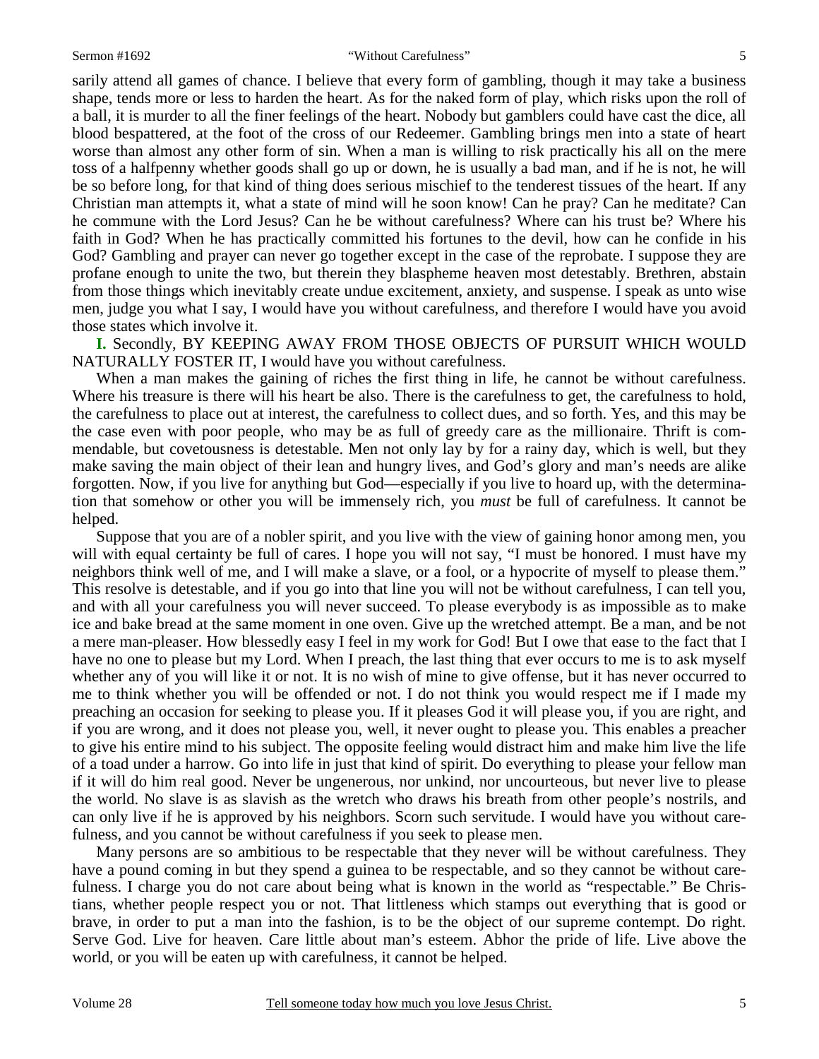sarily attend all games of chance. I believe that every form of gambling, though it may take a business shape, tends more or less to harden the heart. As for the naked form of play, which risks upon the roll of a ball, it is murder to all the finer feelings of the heart. Nobody but gamblers could have cast the dice, all blood bespattered, at the foot of the cross of our Redeemer. Gambling brings men into a state of heart worse than almost any other form of sin. When a man is willing to risk practically his all on the mere toss of a halfpenny whether goods shall go up or down, he is usually a bad man, and if he is not, he will be so before long, for that kind of thing does serious mischief to the tenderest tissues of the heart. If any Christian man attempts it, what a state of mind will he soon know! Can he pray? Can he meditate? Can he commune with the Lord Jesus? Can he be without carefulness? Where can his trust be? Where his faith in God? When he has practically committed his fortunes to the devil, how can he confide in his God? Gambling and prayer can never go together except in the case of the reprobate. I suppose they are profane enough to unite the two, but therein they blaspheme heaven most detestably. Brethren, abstain from those things which inevitably create undue excitement, anxiety, and suspense. I speak as unto wise men, judge you what I say, I would have you without carefulness, and therefore I would have you avoid those states which involve it.

**I.** Secondly, BY KEEPING AWAY FROM THOSE OBJECTS OF PURSUIT WHICH WOULD NATURALLY FOSTER IT, I would have you without carefulness.

When a man makes the gaining of riches the first thing in life, he cannot be without carefulness. Where his treasure is there will his heart be also. There is the carefulness to get, the carefulness to hold, the carefulness to place out at interest, the carefulness to collect dues, and so forth. Yes, and this may be the case even with poor people, who may be as full of greedy care as the millionaire. Thrift is commendable, but covetousness is detestable. Men not only lay by for a rainy day, which is well, but they make saving the main object of their lean and hungry lives, and God's glory and man's needs are alike forgotten. Now, if you live for anything but God—especially if you live to hoard up, with the determination that somehow or other you will be immensely rich, you *must* be full of carefulness. It cannot be helped.

Suppose that you are of a nobler spirit, and you live with the view of gaining honor among men, you will with equal certainty be full of cares. I hope you will not say, "I must be honored. I must have my neighbors think well of me, and I will make a slave, or a fool, or a hypocrite of myself to please them." This resolve is detestable, and if you go into that line you will not be without carefulness, I can tell you, and with all your carefulness you will never succeed. To please everybody is as impossible as to make ice and bake bread at the same moment in one oven. Give up the wretched attempt. Be a man, and be not a mere man-pleaser. How blessedly easy I feel in my work for God! But I owe that ease to the fact that I have no one to please but my Lord. When I preach, the last thing that ever occurs to me is to ask myself whether any of you will like it or not. It is no wish of mine to give offense, but it has never occurred to me to think whether you will be offended or not. I do not think you would respect me if I made my preaching an occasion for seeking to please you. If it pleases God it will please you, if you are right, and if you are wrong, and it does not please you, well, it never ought to please you. This enables a preacher to give his entire mind to his subject. The opposite feeling would distract him and make him live the life of a toad under a harrow. Go into life in just that kind of spirit. Do everything to please your fellow man if it will do him real good. Never be ungenerous, nor unkind, nor uncourteous, but never live to please the world. No slave is as slavish as the wretch who draws his breath from other people's nostrils, and can only live if he is approved by his neighbors. Scorn such servitude. I would have you without carefulness, and you cannot be without carefulness if you seek to please men.

Many persons are so ambitious to be respectable that they never will be without carefulness. They have a pound coming in but they spend a guinea to be respectable, and so they cannot be without carefulness. I charge you do not care about being what is known in the world as "respectable." Be Christians, whether people respect you or not. That littleness which stamps out everything that is good or brave, in order to put a man into the fashion, is to be the object of our supreme contempt. Do right. Serve God. Live for heaven. Care little about man's esteem. Abhor the pride of life. Live above the world, or you will be eaten up with carefulness, it cannot be helped.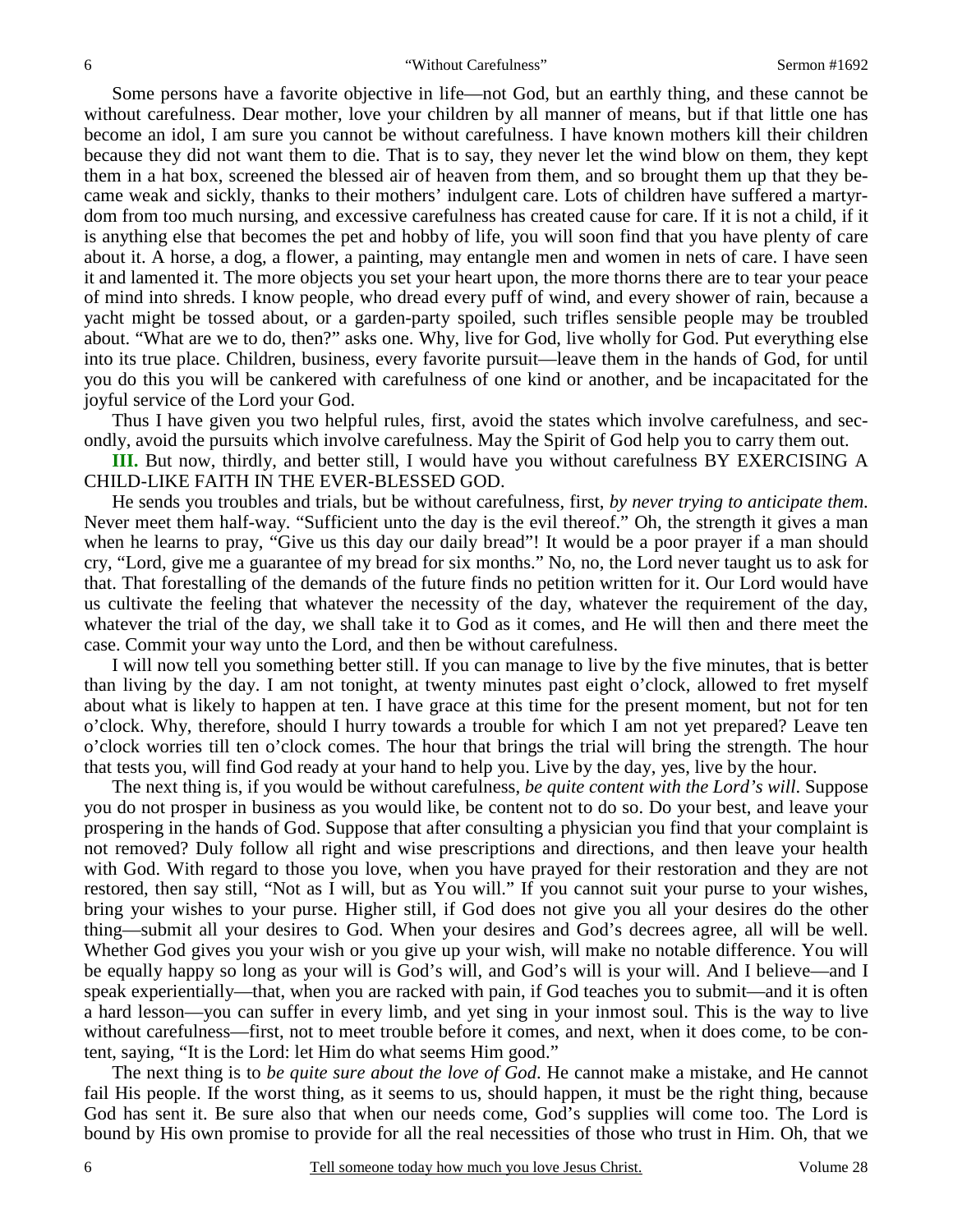Some persons have a favorite objective in life—not God, but an earthly thing, and these cannot be without carefulness. Dear mother, love your children by all manner of means, but if that little one has become an idol, I am sure you cannot be without carefulness. I have known mothers kill their children because they did not want them to die. That is to say, they never let the wind blow on them, they kept them in a hat box, screened the blessed air of heaven from them, and so brought them up that they became weak and sickly, thanks to their mothers' indulgent care. Lots of children have suffered a martyrdom from too much nursing, and excessive carefulness has created cause for care. If it is not a child, if it is anything else that becomes the pet and hobby of life, you will soon find that you have plenty of care about it. A horse, a dog, a flower, a painting, may entangle men and women in nets of care. I have seen it and lamented it. The more objects you set your heart upon, the more thorns there are to tear your peace of mind into shreds. I know people, who dread every puff of wind, and every shower of rain, because a yacht might be tossed about, or a garden-party spoiled, such trifles sensible people may be troubled about. "What are we to do, then?" asks one. Why, live for God, live wholly for God. Put everything else into its true place. Children, business, every favorite pursuit—leave them in the hands of God, for until you do this you will be cankered with carefulness of one kind or another, and be incapacitated for the joyful service of the Lord your God.

Thus I have given you two helpful rules, first, avoid the states which involve carefulness, and secondly, avoid the pursuits which involve carefulness. May the Spirit of God help you to carry them out.

**III.** But now, thirdly, and better still, I would have you without carefulness BY EXERCISING A CHILD-LIKE FAITH IN THE EVER-BLESSED GOD.

He sends you troubles and trials, but be without carefulness, first, *by never trying to anticipate them*. Never meet them half-way. "Sufficient unto the day is the evil thereof." Oh, the strength it gives a man when he learns to pray, "Give us this day our daily bread"! It would be a poor prayer if a man should cry, "Lord, give me a guarantee of my bread for six months." No, no, the Lord never taught us to ask for that. That forestalling of the demands of the future finds no petition written for it. Our Lord would have us cultivate the feeling that whatever the necessity of the day, whatever the requirement of the day, whatever the trial of the day, we shall take it to God as it comes, and He will then and there meet the case. Commit your way unto the Lord, and then be without carefulness.

I will now tell you something better still. If you can manage to live by the five minutes, that is better than living by the day. I am not tonight, at twenty minutes past eight o'clock, allowed to fret myself about what is likely to happen at ten. I have grace at this time for the present moment, but not for ten o'clock. Why, therefore, should I hurry towards a trouble for which I am not yet prepared? Leave ten o'clock worries till ten o'clock comes. The hour that brings the trial will bring the strength. The hour that tests you, will find God ready at your hand to help you. Live by the day, yes, live by the hour.

The next thing is, if you would be without carefulness, *be quite content with the Lord's will*. Suppose you do not prosper in business as you would like, be content not to do so. Do your best, and leave your prospering in the hands of God. Suppose that after consulting a physician you find that your complaint is not removed? Duly follow all right and wise prescriptions and directions, and then leave your health with God. With regard to those you love, when you have prayed for their restoration and they are not restored, then say still, "Not as I will, but as You will." If you cannot suit your purse to your wishes, bring your wishes to your purse. Higher still, if God does not give you all your desires do the other thing—submit all your desires to God. When your desires and God's decrees agree, all will be well. Whether God gives you your wish or you give up your wish, will make no notable difference. You will be equally happy so long as your will is God's will, and God's will is your will. And I believe—and I speak experientially—that, when you are racked with pain, if God teaches you to submit—and it is often a hard lesson—you can suffer in every limb, and yet sing in your inmost soul. This is the way to live without carefulness—first, not to meet trouble before it comes, and next, when it does come, to be content, saying, "It is the Lord: let Him do what seems Him good."

The next thing is to *be quite sure about the love of God*. He cannot make a mistake, and He cannot fail His people. If the worst thing, as it seems to us, should happen, it must be the right thing, because God has sent it. Be sure also that when our needs come, God's supplies will come too. The Lord is bound by His own promise to provide for all the real necessities of those who trust in Him. Oh, that we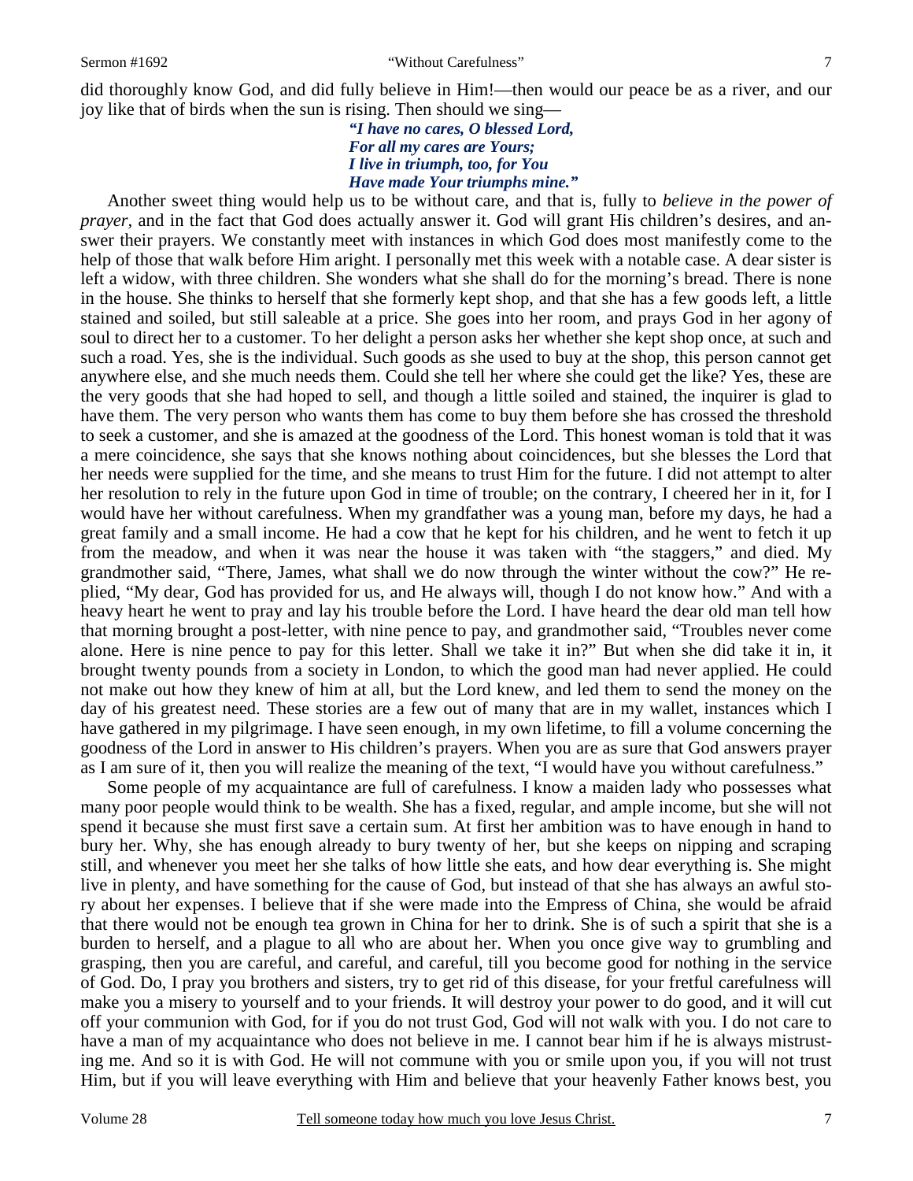did thoroughly know God, and did fully believe in Him!—then would our peace be as a river, and our joy like that of birds when the sun is rising. Then should we sing—

> ***"I have no cares, O blessed Lord,***
> ***For all my cares are Yours;***
> ***I live in triumph, too, for You***
> ***Have made Your triumphs mine."***

Another sweet thing would help us to be without care, and that is, fully to *believe in the power of prayer,* and in the fact that God does actually answer it. God will grant His children's desires, and answer their prayers. We constantly meet with instances in which God does most manifestly come to the help of those that walk before Him aright. I personally met this week with a notable case. A dear sister is left a widow, with three children. She wonders what she shall do for the morning's bread. There is none in the house. She thinks to herself that she formerly kept shop, and that she has a few goods left, a little stained and soiled, but still saleable at a price. She goes into her room, and prays God in her agony of soul to direct her to a customer. To her delight a person asks her whether she kept shop once, at such and such a road. Yes, she is the individual. Such goods as she used to buy at the shop, this person cannot get anywhere else, and she much needs them. Could she tell her where she could get the like? Yes, these are the very goods that she had hoped to sell, and though a little soiled and stained, the inquirer is glad to have them. The very person who wants them has come to buy them before she has crossed the threshold to seek a customer, and she is amazed at the goodness of the Lord. This honest woman is told that it was a mere coincidence, she says that she knows nothing about coincidences, but she blesses the Lord that her needs were supplied for the time, and she means to trust Him for the future. I did not attempt to alter her resolution to rely in the future upon God in time of trouble; on the contrary, I cheered her in it, for I would have her without carefulness. When my grandfather was a young man, before my days, he had a great family and a small income. He had a cow that he kept for his children, and he went to fetch it up from the meadow, and when it was near the house it was taken with "the staggers," and died. My grandmother said, "There, James, what shall we do now through the winter without the cow?" He replied, "My dear, God has provided for us, and He always will, though I do not know how." And with a heavy heart he went to pray and lay his trouble before the Lord. I have heard the dear old man tell how that morning brought a post-letter, with nine pence to pay, and grandmother said, "Troubles never come alone. Here is nine pence to pay for this letter. Shall we take it in?" But when she did take it in, it brought twenty pounds from a society in London, to which the good man had never applied. He could not make out how they knew of him at all, but the Lord knew, and led them to send the money on the day of his greatest need. These stories are a few out of many that are in my wallet, instances which I have gathered in my pilgrimage. I have seen enough, in my own lifetime, to fill a volume concerning the goodness of the Lord in answer to His children's prayers. When you are as sure that God answers prayer as I am sure of it, then you will realize the meaning of the text, "I would have you without carefulness."

Some people of my acquaintance are full of carefulness. I know a maiden lady who possesses what many poor people would think to be wealth. She has a fixed, regular, and ample income, but she will not spend it because she must first save a certain sum. At first her ambition was to have enough in hand to bury her. Why, she has enough already to bury twenty of her, but she keeps on nipping and scraping still, and whenever you meet her she talks of how little she eats, and how dear everything is. She might live in plenty, and have something for the cause of God, but instead of that she has always an awful story about her expenses. I believe that if she were made into the Empress of China, she would be afraid that there would not be enough tea grown in China for her to drink. She is of such a spirit that she is a burden to herself, and a plague to all who are about her. When you once give way to grumbling and grasping, then you are careful, and careful, and careful, till you become good for nothing in the service of God. Do, I pray you brothers and sisters, try to get rid of this disease, for your fretful carefulness will make you a misery to yourself and to your friends. It will destroy your power to do good, and it will cut off your communion with God, for if you do not trust God, God will not walk with you. I do not care to have a man of my acquaintance who does not believe in me. I cannot bear him if he is always mistrusting me. And so it is with God. He will not commune with you or smile upon you, if you will not trust Him, but if you will leave everything with Him and believe that your heavenly Father knows best, you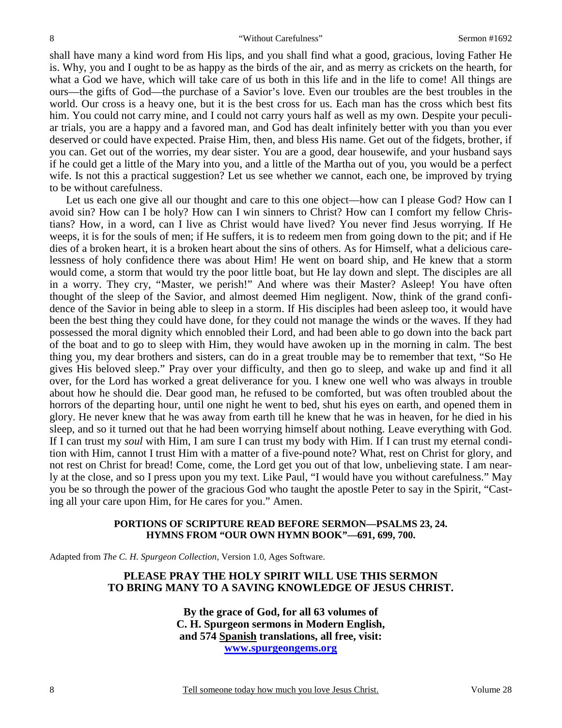shall have many a kind word from His lips, and you shall find what a good, gracious, loving Father He is. Why, you and I ought to be as happy as the birds of the air, and as merry as crickets on the hearth, for what a God we have, which will take care of us both in this life and in the life to come! All things are ours—the gifts of God—the purchase of a Savior's love. Even our troubles are the best troubles in the world. Our cross is a heavy one, but it is the best cross for us. Each man has the cross which best fits him. You could not carry mine, and I could not carry yours half as well as my own. Despite your peculiar trials, you are a happy and a favored man, and God has dealt infinitely better with you than you ever deserved or could have expected. Praise Him, then, and bless His name. Get out of the fidgets, brother, if you can. Get out of the worries, my dear sister. You are a good, dear housewife, and your husband says if he could get a little of the Mary into you, and a little of the Martha out of you, you would be a perfect wife. Is not this a practical suggestion? Let us see whether we cannot, each one, be improved by trying to be without carefulness.

Let us each one give all our thought and care to this one object—how can I please God? How can I avoid sin? How can I be holy? How can I win sinners to Christ? How can I comfort my fellow Christians? How, in a word, can I live as Christ would have lived? You never find Jesus worrying. If He weeps, it is for the souls of men; if He suffers, it is to redeem men from going down to the pit; and if He dies of a broken heart, it is a broken heart about the sins of others. As for Himself, what a delicious carelessness of holy confidence there was about Him! He went on board ship, and He knew that a storm would come, a storm that would try the poor little boat, but He lay down and slept. The disciples are all in a worry. They cry, "Master, we perish!" And where was their Master? Asleep! You have often thought of the sleep of the Savior, and almost deemed Him negligent. Now, think of the grand confidence of the Savior in being able to sleep in a storm. If His disciples had been asleep too, it would have been the best thing they could have done, for they could not manage the winds or the waves. If they had possessed the moral dignity which ennobled their Lord, and had been able to go down into the back part of the boat and to go to sleep with Him, they would have awoken up in the morning in calm. The best thing you, my dear brothers and sisters, can do in a great trouble may be to remember that text, "So He gives His beloved sleep." Pray over your difficulty, and then go to sleep, and wake up and find it all over, for the Lord has worked a great deliverance for you. I knew one well who was always in trouble about how he should die. Dear good man, he refused to be comforted, but was often troubled about the horrors of the departing hour, until one night he went to bed, shut his eyes on earth, and opened them in glory. He never knew that he was away from earth till he knew that he was in heaven, for he died in his sleep, and so it turned out that he had been worrying himself about nothing. Leave everything with God. If I can trust my *soul* with Him, I am sure I can trust my body with Him. If I can trust my eternal condition with Him, cannot I trust Him with a matter of a five-pound note? What, rest on Christ for glory, and not rest on Christ for bread! Come, come, the Lord get you out of that low, unbelieving state. I am nearly at the close, and so I press upon you my text. Like Paul, "I would have you without carefulness." May you be so through the power of the gracious God who taught the apostle Peter to say in the Spirit, "Casting all your care upon Him, for He cares for you." Amen.

**PORTIONS OF SCRIPTURE READ BEFORE SERMON—PSALMS 23, 24.**
**HYMNS FROM "OUR OWN HYMN BOOK"—691, 699, 700.**

Adapted from *The C. H. Spurgeon Collection*, Version 1.0, Ages Software.

**PLEASE PRAY THE HOLY SPIRIT WILL USE THIS SERMON TO BRING MANY TO A SAVING KNOWLEDGE OF JESUS CHRIST.**

**By the grace of God, for all 63 volumes of C. H. Spurgeon sermons in Modern English, and 574 Spanish translations, all free, visit: www.spurgeongems.org**

Tell someone today how much you love Jesus Christ.